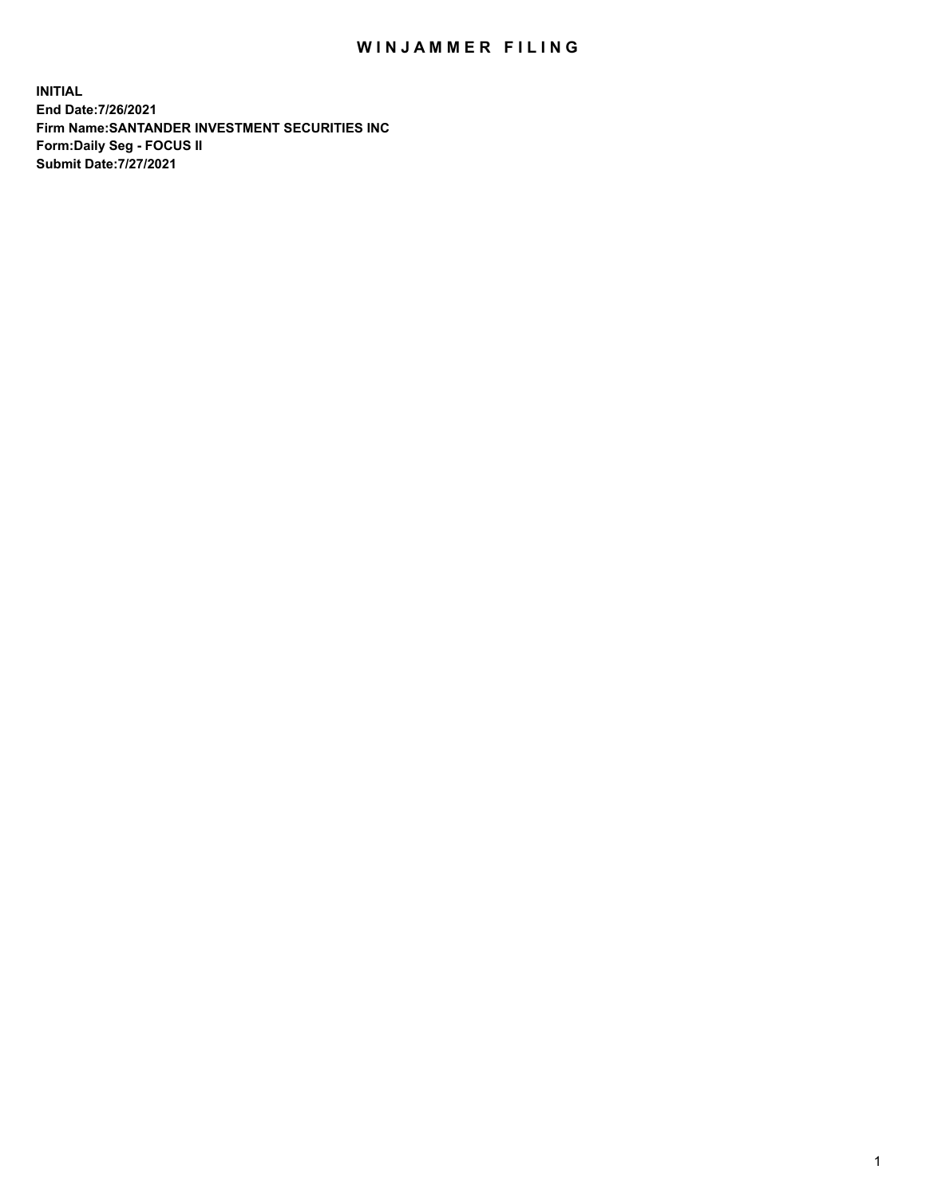# WINJAMMER FILING

**INITIAL**
**End Date:7/26/2021**
**Firm Name:SANTANDER INVESTMENT SECURITIES INC**
**Form:Daily Seg - FOCUS II**
**Submit Date:7/27/2021**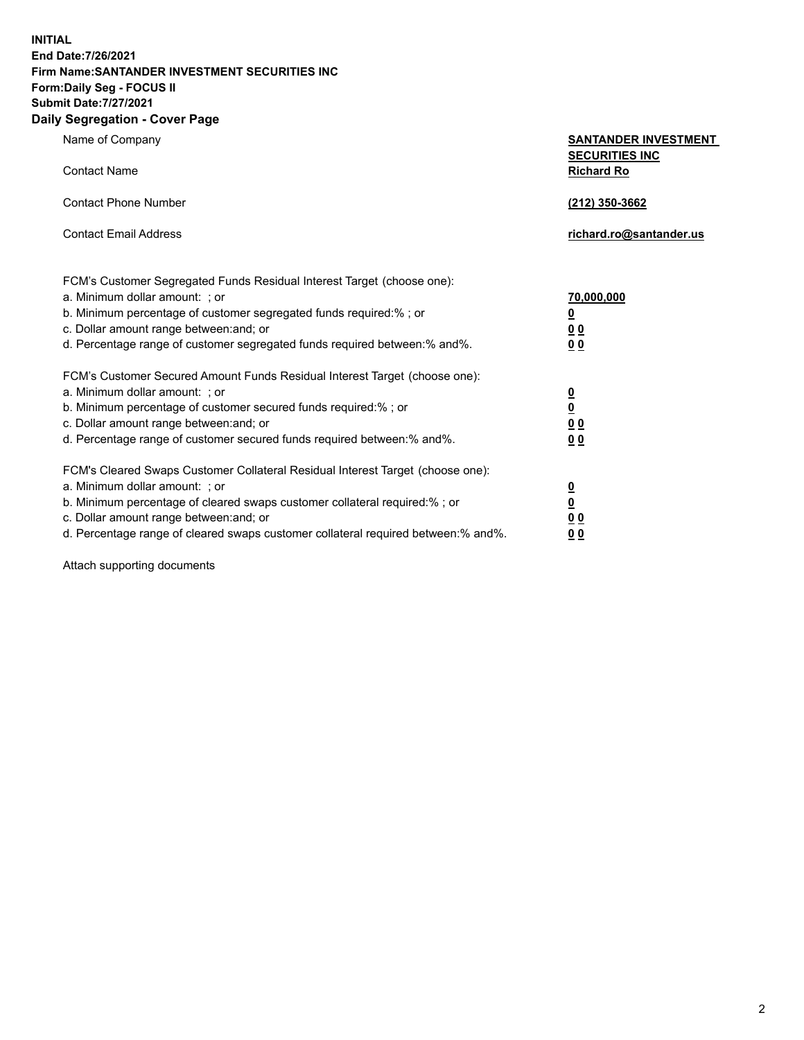**INITIAL**
**End Date:7/26/2021**
**Firm Name:SANTANDER INVESTMENT SECURITIES INC**
**Form:Daily Seg - FOCUS II**
**Submit Date:7/27/2021**

## Daily Segregation - Cover Page

| | |
|---|---|
| Name of Company | **SANTANDER INVESTMENT SECURITIES INC** |
| Contact Name | **Richard Ro** |
| Contact Phone Number | **(212) 350-3662** |
| Contact Email Address | **richard.ro@santander.us** |

FCM's Customer Segregated Funds Residual Interest Target (choose one):

| | |
|---|---|
| a. Minimum dollar amount: ; or | **70,000,000** |
| b. Minimum percentage of customer segregated funds required:% ; or | **0** |
| c. Dollar amount range between:and; or | **0 0** |
| d. Percentage range of customer segregated funds required between:% and%. | **0 0** |

FCM's Customer Secured Amount Funds Residual Interest Target (choose one):

| | |
|---|---|
| a. Minimum dollar amount: ; or | **0** |
| b. Minimum percentage of customer secured funds required:% ; or | **0** |
| c. Dollar amount range between:and; or | **0 0** |
| d. Percentage range of customer secured funds required between:% and%. | **0 0** |

FCM's Cleared Swaps Customer Collateral Residual Interest Target (choose one):

| | |
|---|---|
| a. Minimum dollar amount: ; or | **0** |
| b. Minimum percentage of cleared swaps customer collateral required:% ; or | **0** |
| c. Dollar amount range between:and; or | **0 0** |
| d. Percentage range of cleared swaps customer collateral required between:% and%. | **0 0** |

Attach supporting documents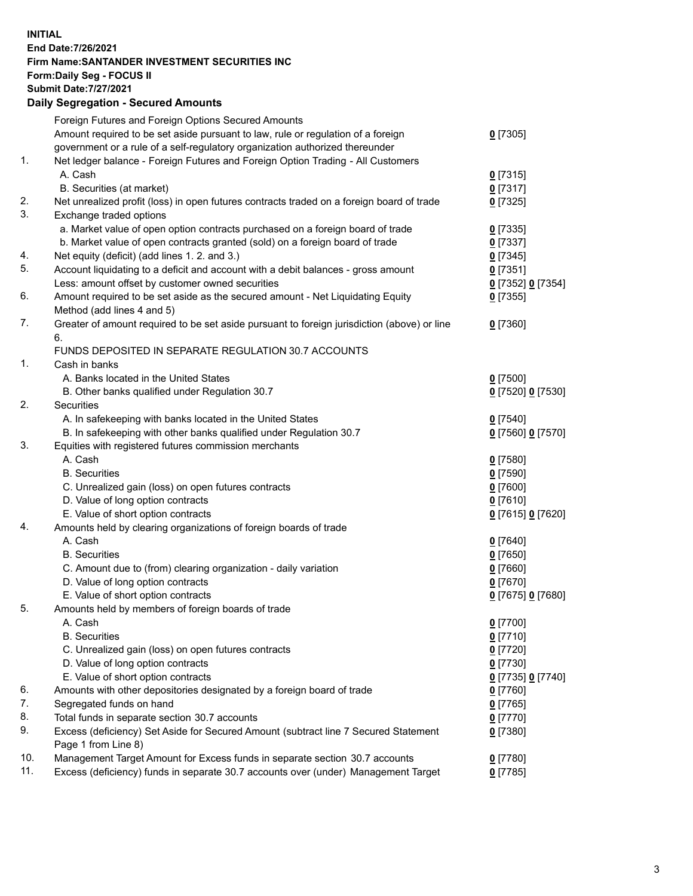**INITIAL**
**End Date:7/26/2021**
**Firm Name:SANTANDER INVESTMENT SECURITIES INC**
**Form:Daily Seg - FOCUS II**
**Submit Date:7/27/2021**

## Daily Segregation - Secured Amounts

| | | |
|---|---|---|
| | Foreign Futures and Foreign Options Secured Amounts | |
| | Amount required to be set aside pursuant to law, rule or regulation of a foreign government or a rule of a self-regulatory organization authorized thereunder | 0 [7305] |
| 1. | Net ledger balance - Foreign Futures and Foreign Option Trading - All Customers | |
| | A. Cash | 0 [7315] |
| | B. Securities (at market) | 0 [7317] |
| 2. | Net unrealized profit (loss) in open futures contracts traded on a foreign board of trade | 0 [7325] |
| 3. | Exchange traded options | |
| | a. Market value of open option contracts purchased on a foreign board of trade | 0 [7335] |
| | b. Market value of open contracts granted (sold) on a foreign board of trade | 0 [7337] |
| 4. | Net equity (deficit) (add lines 1. 2. and 3.) | 0 [7345] |
| 5. | Account liquidating to a deficit and account with a debit balances - gross amount | 0 [7351] |
| | Less: amount offset by customer owned securities | 0 [7352] 0 [7354] |
| 6. | Amount required to be set aside as the secured amount - Net Liquidating Equity Method (add lines 4 and 5) | 0 [7355] |
| 7. | Greater of amount required to be set aside pursuant to foreign jurisdiction (above) or line 6. | 0 [7360] |
| | FUNDS DEPOSITED IN SEPARATE REGULATION 30.7 ACCOUNTS | |
| 1. | Cash in banks | |
| | A. Banks located in the United States | 0 [7500] |
| | B. Other banks qualified under Regulation 30.7 | 0 [7520] 0 [7530] |
| 2. | Securities | |
| | A. In safekeeping with banks located in the United States | 0 [7540] |
| | B. In safekeeping with other banks qualified under Regulation 30.7 | 0 [7560] 0 [7570] |
| 3. | Equities with registered futures commission merchants | |
| | A. Cash | 0 [7580] |
| | B. Securities | 0 [7590] |
| | C. Unrealized gain (loss) on open futures contracts | 0 [7600] |
| | D. Value of long option contracts | 0 [7610] |
| | E. Value of short option contracts | 0 [7615] 0 [7620] |
| 4. | Amounts held by clearing organizations of foreign boards of trade | |
| | A. Cash | 0 [7640] |
| | B. Securities | 0 [7650] |
| | C. Amount due to (from) clearing organization - daily variation | 0 [7660] |
| | D. Value of long option contracts | 0 [7670] |
| | E. Value of short option contracts | 0 [7675] 0 [7680] |
| 5. | Amounts held by members of foreign boards of trade | |
| | A. Cash | 0 [7700] |
| | B. Securities | 0 [7710] |
| | C. Unrealized gain (loss) on open futures contracts | 0 [7720] |
| | D. Value of long option contracts | 0 [7730] |
| | E. Value of short option contracts | 0 [7735] 0 [7740] |
| 6. | Amounts with other depositories designated by a foreign board of trade | 0 [7760] |
| 7. | Segregated funds on hand | 0 [7765] |
| 8. | Total funds in separate section 30.7 accounts | 0 [7770] |
| 9. | Excess (deficiency) Set Aside for Secured Amount (subtract line 7 Secured Statement Page 1 from Line 8) | 0 [7380] |
| 10. | Management Target Amount for Excess funds in separate section 30.7 accounts | 0 [7780] |
| 11. | Excess (deficiency) funds in separate 30.7 accounts over (under) Management Target | 0 [7785] |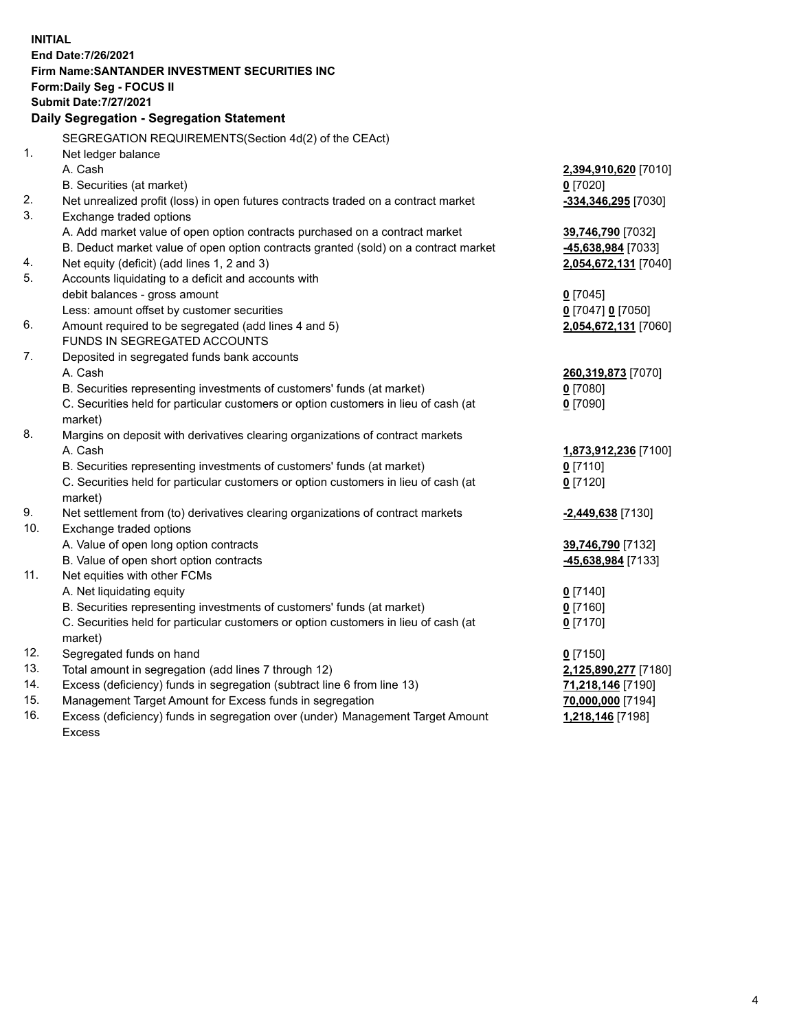**INITIAL**
**End Date:7/26/2021**
**Firm Name:SANTANDER INVESTMENT SECURITIES INC**
**Form:Daily Seg - FOCUS II**
**Submit Date:7/27/2021**

## Daily Segregation - Segregation Statement

SEGREGATION REQUIREMENTS(Section 4d(2) of the CEAct)

| | | |
|---|---|---|
| 1. | Net ledger balance | |
| | A. Cash | **2,394,910,620** [7010] |
| | B. Securities (at market) | **0** [7020] |
| 2. | Net unrealized profit (loss) in open futures contracts traded on a contract market | **-334,346,295** [7030] |
| 3. | Exchange traded options | |
| | A. Add market value of open option contracts purchased on a contract market | **39,746,790** [7032] |
| | B. Deduct market value of open option contracts granted (sold) on a contract market | **-45,638,984** [7033] |
| 4. | Net equity (deficit) (add lines 1, 2 and 3) | **2,054,672,131** [7040] |
| 5. | Accounts liquidating to a deficit and accounts with debit balances - gross amount | **0** [7045] |
| | Less: amount offset by customer securities | **0** [7047] **0** [7050] |
| 6. | Amount required to be segregated (add lines 4 and 5) | **2,054,672,131** [7060] |
| | FUNDS IN SEGREGATED ACCOUNTS | |
| 7. | Deposited in segregated funds bank accounts | |
| | A. Cash | **260,319,873** [7070] |
| | B. Securities representing investments of customers' funds (at market) | **0** [7080] |
| | C. Securities held for particular customers or option customers in lieu of cash (at market) | **0** [7090] |
| 8. | Margins on deposit with derivatives clearing organizations of contract markets | |
| | A. Cash | **1,873,912,236** [7100] |
| | B. Securities representing investments of customers' funds (at market) | **0** [7110] |
| | C. Securities held for particular customers or option customers in lieu of cash (at market) | **0** [7120] |
| 9. | Net settlement from (to) derivatives clearing organizations of contract markets | **-2,449,638** [7130] |
| 10. | Exchange traded options | |
| | A. Value of open long option contracts | **39,746,790** [7132] |
| | B. Value of open short option contracts | **-45,638,984** [7133] |
| 11. | Net equities with other FCMs | |
| | A. Net liquidating equity | **0** [7140] |
| | B. Securities representing investments of customers' funds (at market) | **0** [7160] |
| | C. Securities held for particular customers or option customers in lieu of cash (at market) | **0** [7170] |
| 12. | Segregated funds on hand | **0** [7150] |
| 13. | Total amount in segregation (add lines 7 through 12) | **2,125,890,277** [7180] |
| 14. | Excess (deficiency) funds in segregation (subtract line 6 from line 13) | **71,218,146** [7190] |
| 15. | Management Target Amount for Excess funds in segregation | **70,000,000** [7194] |
| 16. | Excess (deficiency) funds in segregation over (under) Management Target Amount Excess | **1,218,146** [7198] |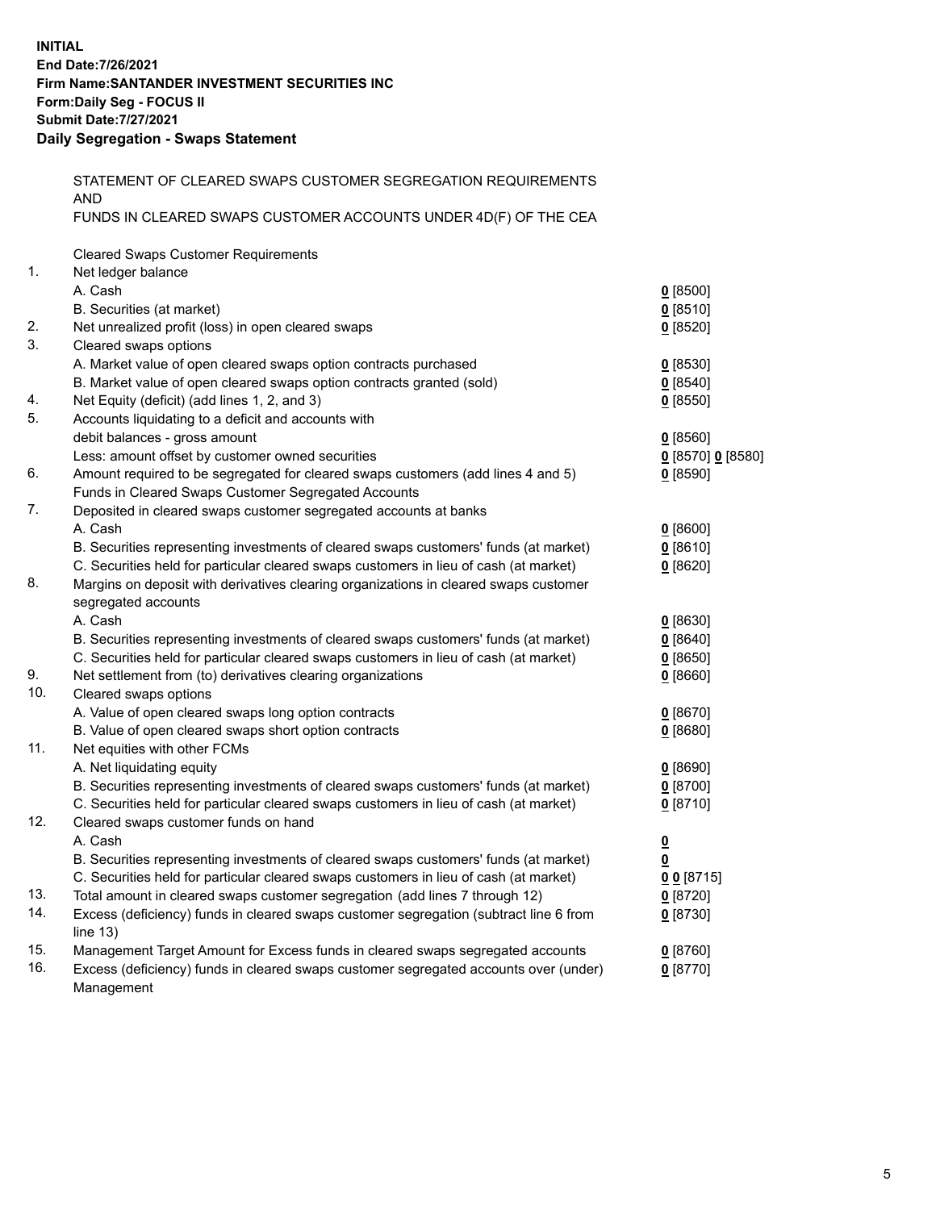**INITIAL**
**End Date:7/26/2021**
**Firm Name:SANTANDER INVESTMENT SECURITIES INC**
**Form:Daily Seg - FOCUS II**
**Submit Date:7/27/2021**
**Daily Segregation - Swaps Statement**

STATEMENT OF CLEARED SWAPS CUSTOMER SEGREGATION REQUIREMENTS AND FUNDS IN CLEARED SWAPS CUSTOMER ACCOUNTS UNDER 4D(F) OF THE CEA

| | | |
|---|---|---|
| | Cleared Swaps Customer Requirements | |
| 1. | Net ledger balance | |
| | A. Cash | 0 [8500] |
| | B. Securities (at market) | 0 [8510] |
| 2. | Net unrealized profit (loss) in open cleared swaps | 0 [8520] |
| 3. | Cleared swaps options | |
| | A. Market value of open cleared swaps option contracts purchased | 0 [8530] |
| | B. Market value of open cleared swaps option contracts granted (sold) | 0 [8540] |
| 4. | Net Equity (deficit) (add lines 1, 2, and 3) | 0 [8550] |
| 5. | Accounts liquidating to a deficit and accounts with debit balances - gross amount | 0 [8560] |
| | Less: amount offset by customer owned securities | 0 [8570] 0 [8580] |
| 6. | Amount required to be segregated for cleared swaps customers (add lines 4 and 5) | 0 [8590] |
| | Funds in Cleared Swaps Customer Segregated Accounts | |
| 7. | Deposited in cleared swaps customer segregated accounts at banks | |
| | A. Cash | 0 [8600] |
| | B. Securities representing investments of cleared swaps customers' funds (at market) | 0 [8610] |
| | C. Securities held for particular cleared swaps customers in lieu of cash (at market) | 0 [8620] |
| 8. | Margins on deposit with derivatives clearing organizations in cleared swaps customer segregated accounts | |
| | A. Cash | 0 [8630] |
| | B. Securities representing investments of cleared swaps customers' funds (at market) | 0 [8640] |
| | C. Securities held for particular cleared swaps customers in lieu of cash (at market) | 0 [8650] |
| 9. | Net settlement from (to) derivatives clearing organizations | 0 [8660] |
| 10. | Cleared swaps options | |
| | A. Value of open cleared swaps long option contracts | 0 [8670] |
| | B. Value of open cleared swaps short option contracts | 0 [8680] |
| 11. | Net equities with other FCMs | |
| | A. Net liquidating equity | 0 [8690] |
| | B. Securities representing investments of cleared swaps customers' funds (at market) | 0 [8700] |
| | C. Securities held for particular cleared swaps customers in lieu of cash (at market) | 0 [8710] |
| 12. | Cleared swaps customer funds on hand | |
| | A. Cash | 0 |
| | B. Securities representing investments of cleared swaps customers' funds (at market) | 0 |
| | C. Securities held for particular cleared swaps customers in lieu of cash (at market) | 0 0 [8715] |
| 13. | Total amount in cleared swaps customer segregation (add lines 7 through 12) | 0 [8720] |
| 14. | Excess (deficiency) funds in cleared swaps customer segregation (subtract line 6 from line 13) | 0 [8730] |
| 15. | Management Target Amount for Excess funds in cleared swaps segregated accounts | 0 [8760] |
| 16. | Excess (deficiency) funds in cleared swaps customer segregated accounts over (under) Management | 0 [8770] |